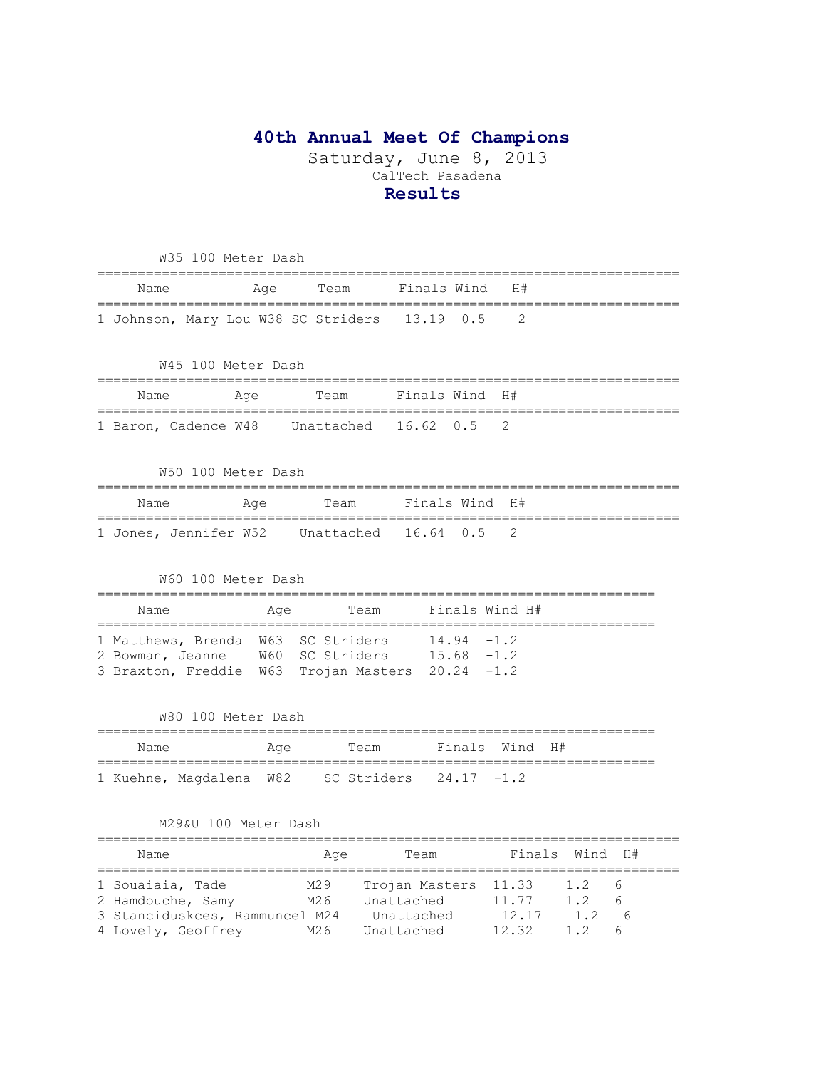# 40th Annual Meet Of Champions

Saturday, June 8, 2013

CalTech Pasadena

## Results

### W35 100 Meter Dash

| | Name | Age | Team | Finals | Wind | H# |
|---|---|---|---|---|---|---|
| 1 | Johnson, Mary Lou | W38 | SC Striders | 13.19 | 0.5 | 2 |

### W45 100 Meter Dash

| | Name | Age | Team | Finals | Wind | H# |
|---|---|---|---|---|---|---|
| 1 | Baron, Cadence | W48 | Unattached | 16.62 | 0.5 | 2 |

### W50 100 Meter Dash

| | Name | Age | Team | Finals | Wind | H# |
|---|---|---|---|---|---|---|
| 1 | Jones, Jennifer | W52 | Unattached | 16.64 | 0.5 | 2 |

### W60 100 Meter Dash

| | Name | Age | Team | Finals | Wind | H# |
|---|---|---|---|---|---|---|
| 1 | Matthews, Brenda | W63 | SC Striders | 14.94 | -1.2 | |
| 2 | Bowman, Jeanne | W60 | SC Striders | 15.68 | -1.2 | |
| 3 | Braxton, Freddie | W63 | Trojan Masters | 20.24 | -1.2 | |

### W80 100 Meter Dash

| | Name | Age | Team | Finals | Wind | H# |
|---|---|---|---|---|---|---|
| 1 | Kuehne, Magdalena | W82 | SC Striders | 24.17 | -1.2 | |

### M29&U 100 Meter Dash

| | Name | Age | Team | Finals | Wind | H# |
|---|---|---|---|---|---|---|
| 1 | Souaiaia, Tade | M29 | Trojan Masters | 11.33 | 1.2 | 6 |
| 2 | Hamdouche, Samy | M26 | Unattached | 11.77 | 1.2 | 6 |
| 3 | Stanciduskces, Rammuncel | M24 | Unattached | 12.17 | 1.2 | 6 |
| 4 | Lovely, Geoffrey | M26 | Unattached | 12.32 | 1.2 | 6 |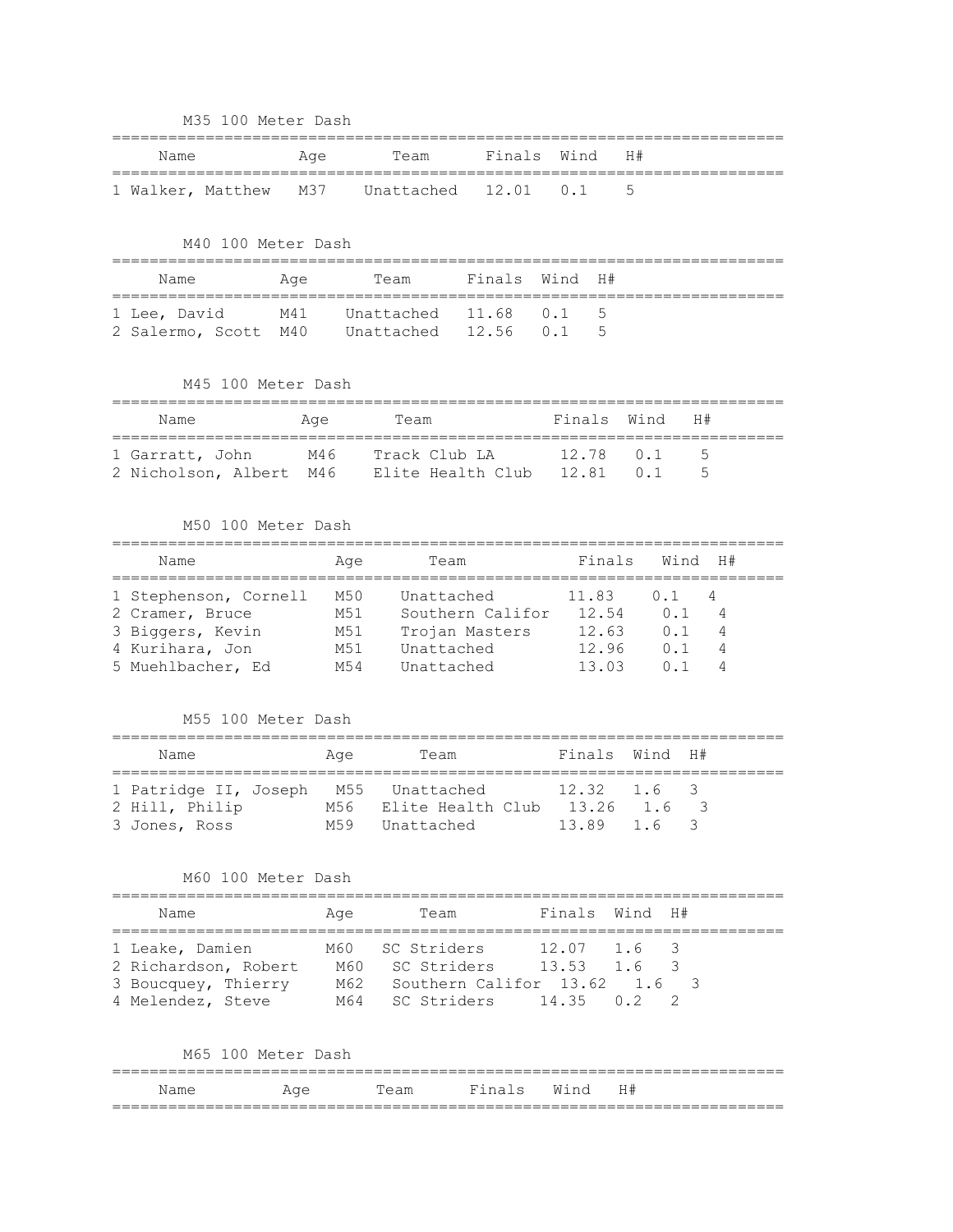## M35 100 Meter Dash

| | Name | Age | Team | Finals | Wind | H# |
|---|---|---|---|---|---|---|
| 1 | Walker, Matthew | M37 | Unattached | 12.01 | 0.1 | 5 |

## M40 100 Meter Dash

| | Name | Age | Team | Finals | Wind | H# |
|---|---|---|---|---|---|---|
| 1 | Lee, David | M41 | Unattached | 11.68 | 0.1 | 5 |
| 2 | Salermo, Scott | M40 | Unattached | 12.56 | 0.1 | 5 |

## M45 100 Meter Dash

| | Name | Age | Team | Finals | Wind | H# |
|---|---|---|---|---|---|---|
| 1 | Garratt, John | M46 | Track Club LA | 12.78 | 0.1 | 5 |
| 2 | Nicholson, Albert | M46 | Elite Health Club | 12.81 | 0.1 | 5 |

## M50 100 Meter Dash

| | Name | Age | Team | Finals | Wind | H# |
|---|---|---|---|---|---|---|
| 1 | Stephenson, Cornell | M50 | Unattached | 11.83 | 0.1 | 4 |
| 2 | Cramer, Bruce | M51 | Southern Califor | 12.54 | 0.1 | 4 |
| 3 | Biggers, Kevin | M51 | Trojan Masters | 12.63 | 0.1 | 4 |
| 4 | Kurihara, Jon | M51 | Unattached | 12.96 | 0.1 | 4 |
| 5 | Muehlbacher, Ed | M54 | Unattached | 13.03 | 0.1 | 4 |

## M55 100 Meter Dash

| | Name | Age | Team | Finals | Wind | H# |
|---|---|---|---|---|---|---|
| 1 | Patridge II, Joseph | M55 | Unattached | 12.32 | 1.6 | 3 |
| 2 | Hill, Philip | M56 | Elite Health Club | 13.26 | 1.6 | 3 |
| 3 | Jones, Ross | M59 | Unattached | 13.89 | 1.6 | 3 |

## M60 100 Meter Dash

| | Name | Age | Team | Finals | Wind | H# |
|---|---|---|---|---|---|---|
| 1 | Leake, Damien | M60 | SC Striders | 12.07 | 1.6 | 3 |
| 2 | Richardson, Robert | M60 | SC Striders | 13.53 | 1.6 | 3 |
| 3 | Boucquey, Thierry | M62 | Southern Califor | 13.62 | 1.6 | 3 |
| 4 | Melendez, Steve | M64 | SC Striders | 14.35 | 0.2 | 2 |

## M65 100 Meter Dash

| Name | Age | Team | Finals | Wind | H# |
|---|---|---|---|---|---|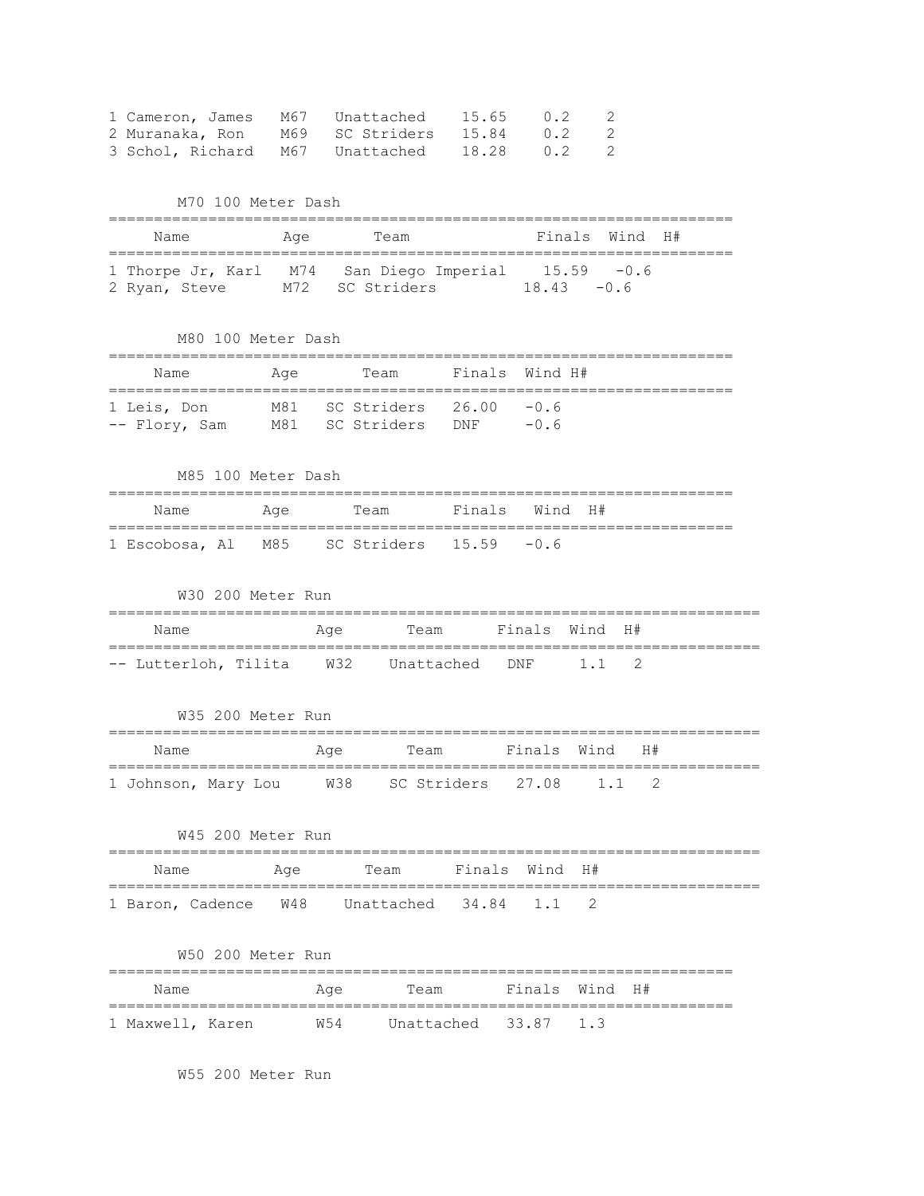| | | | | | |
|---|---|---|---|---|---|
| 1 Cameron, James | M67 | Unattached | 15.65 | 0.2 | 2 |
| 2 Muranaka, Ron | M69 | SC Striders | 15.84 | 0.2 | 2 |
| 3 Schol, Richard | M67 | Unattached | 18.28 | 0.2 | 2 |

### M70 100 Meter Dash

| Name | Age | Team | Finals | Wind | H# |
|---|---|---|---|---|---|
| 1 Thorpe Jr, Karl | M74 | San Diego Imperial | 15.59 | -0.6 | |
| 2 Ryan, Steve | M72 | SC Striders | 18.43 | -0.6 | |

### M80 100 Meter Dash

| Name | Age | Team | Finals | Wind | H# |
|---|---|---|---|---|---|
| 1 Leis, Don | M81 | SC Striders | 26.00 | -0.6 | |
| -- Flory, Sam | M81 | SC Striders | DNF | -0.6 | |

### M85 100 Meter Dash

| Name | Age | Team | Finals | Wind | H# |
|---|---|---|---|---|---|
| 1 Escobosa, Al | M85 | SC Striders | 15.59 | -0.6 | |

### W30 200 Meter Run

| Name | Age | Team | Finals | Wind | H# |
|---|---|---|---|---|---|
| -- Lutterloh, Tilita | W32 | Unattached | DNF | 1.1 | 2 |

### W35 200 Meter Run

| Name | Age | Team | Finals | Wind | H# |
|---|---|---|---|---|---|
| 1 Johnson, Mary Lou | W38 | SC Striders | 27.08 | 1.1 | 2 |

### W45 200 Meter Run

| Name | Age | Team | Finals | Wind | H# |
|---|---|---|---|---|---|
| 1 Baron, Cadence | W48 | Unattached | 34.84 | 1.1 | 2 |

### W50 200 Meter Run

| Name | Age | Team | Finals | Wind | H# |
|---|---|---|---|---|---|
| 1 Maxwell, Karen | W54 | Unattached | 33.87 | 1.3 | |

### W55 200 Meter Run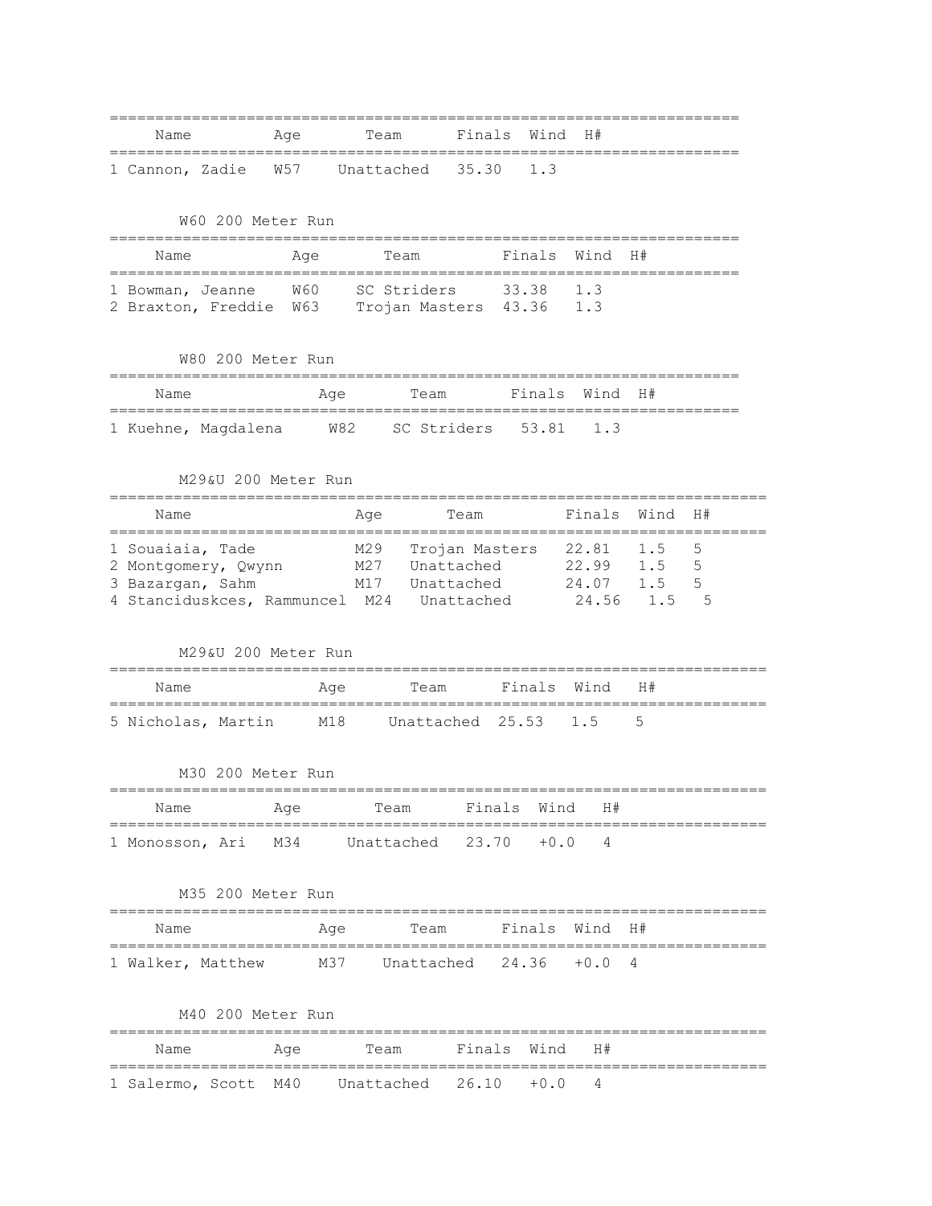| | Name | Age | Team | Finals | Wind | H# |
|---|---|---|---|---|---|---|
| 1 | Cannon, Zadie | W57 | Unattached | 35.30 | 1.3 | |

### W60 200 Meter Run

| | Name | Age | Team | Finals | Wind | H# |
|---|---|---|---|---|---|---|
| 1 | Bowman, Jeanne | W60 | SC Striders | 33.38 | 1.3 | |
| 2 | Braxton, Freddie | W63 | Trojan Masters | 43.36 | 1.3 | |

### W80 200 Meter Run

| | Name | Age | Team | Finals | Wind | H# |
|---|---|---|---|---|---|---|
| 1 | Kuehne, Magdalena | W82 | SC Striders | 53.81 | 1.3 | |

### M29&U 200 Meter Run

| | Name | Age | Team | Finals | Wind | H# |
|---|---|---|---|---|---|---|
| 1 | Souaiaia, Tade | M29 | Trojan Masters | 22.81 | 1.5 | 5 |
| 2 | Montgomery, Qwynn | M27 | Unattached | 22.99 | 1.5 | 5 |
| 3 | Bazargan, Sahm | M17 | Unattached | 24.07 | 1.5 | 5 |
| 4 | Stanciduskces, Rammuncel | M24 | Unattached | 24.56 | 1.5 | 5 |

### M29&U 200 Meter Run

| | Name | Age | Team | Finals | Wind | H# |
|---|---|---|---|---|---|---|
| 5 | Nicholas, Martin | M18 | Unattached | 25.53 | 1.5 | 5 |

### M30 200 Meter Run

| | Name | Age | Team | Finals | Wind | H# |
|---|---|---|---|---|---|---|
| 1 | Monosson, Ari | M34 | Unattached | 23.70 | +0.0 | 4 |

### M35 200 Meter Run

| | Name | Age | Team | Finals | Wind | H# |
|---|---|---|---|---|---|---|
| 1 | Walker, Matthew | M37 | Unattached | 24.36 | +0.0 | 4 |

### M40 200 Meter Run

| | Name | Age | Team | Finals | Wind | H# |
|---|---|---|---|---|---|---|
| 1 | Salermo, Scott | M40 | Unattached | 26.10 | +0.0 | 4 |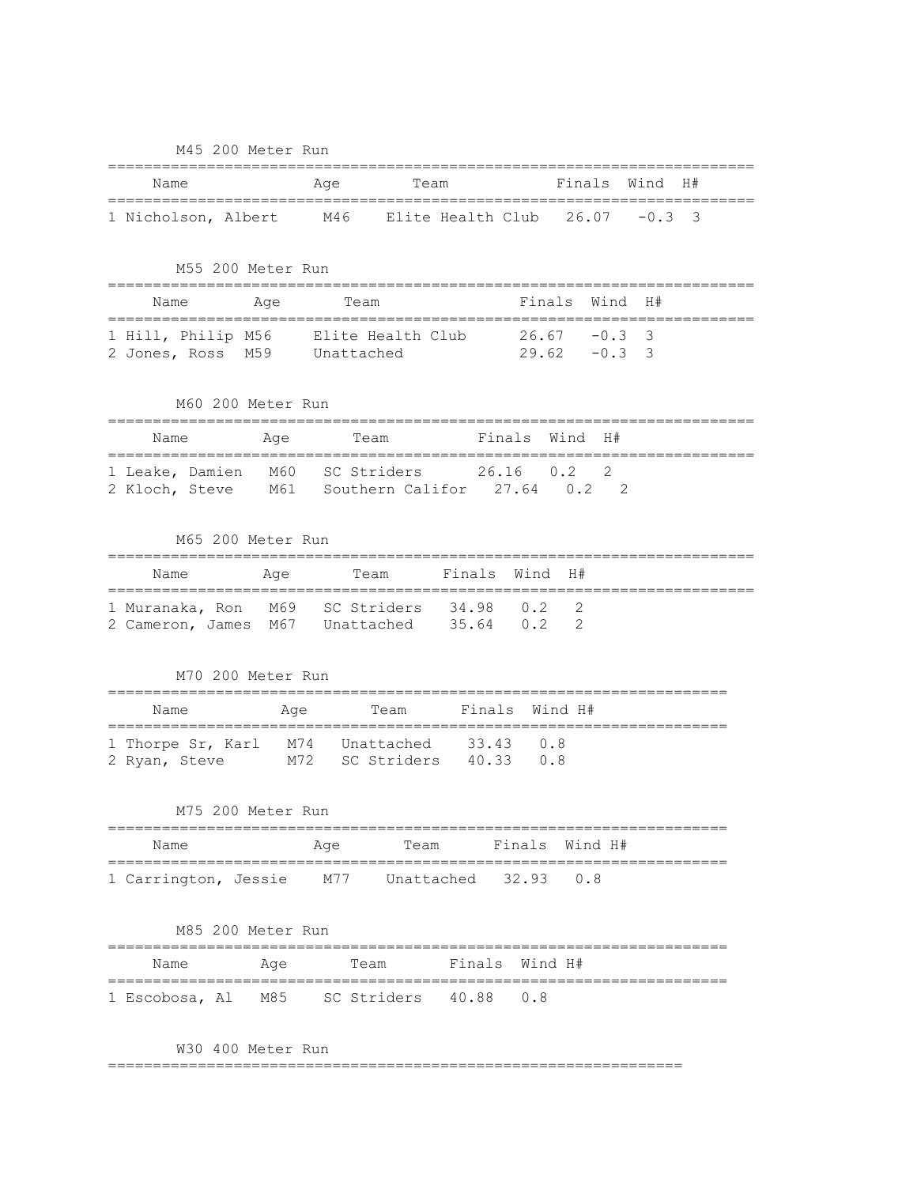### M45 200 Meter Run

| | Name | Age | Team | Finals | Wind | H# |
|---|---|---|---|---|---|---|
| 1 | Nicholson, Albert | M46 | Elite Health Club | 26.07 | -0.3 | 3 |

### M55 200 Meter Run

| | Name | Age | Team | Finals | Wind | H# |
|---|---|---|---|---|---|---|
| 1 | Hill, Philip | M56 | Elite Health Club | 26.67 | -0.3 | 3 |
| 2 | Jones, Ross | M59 | Unattached | 29.62 | -0.3 | 3 |

### M60 200 Meter Run

| | Name | Age | Team | Finals | Wind | H# |
|---|---|---|---|---|---|---|
| 1 | Leake, Damien | M60 | SC Striders | 26.16 | 0.2 | 2 |
| 2 | Kloch, Steve | M61 | Southern Califor | 27.64 | 0.2 | 2 |

### M65 200 Meter Run

| | Name | Age | Team | Finals | Wind | H# |
|---|---|---|---|---|---|---|
| 1 | Muranaka, Ron | M69 | SC Striders | 34.98 | 0.2 | 2 |
| 2 | Cameron, James | M67 | Unattached | 35.64 | 0.2 | 2 |

### M70 200 Meter Run

| | Name | Age | Team | Finals | Wind | H# |
|---|---|---|---|---|---|---|
| 1 | Thorpe Sr, Karl | M74 | Unattached | 33.43 | 0.8 | |
| 2 | Ryan, Steve | M72 | SC Striders | 40.33 | 0.8 | |

### M75 200 Meter Run

| | Name | Age | Team | Finals | Wind | H# |
|---|---|---|---|---|---|---|
| 1 | Carrington, Jessie | M77 | Unattached | 32.93 | 0.8 | |

### M85 200 Meter Run

| | Name | Age | Team | Finals | Wind | H# |
|---|---|---|---|---|---|---|
| 1 | Escobosa, Al | M85 | SC Striders | 40.88 | 0.8 | |

### W30 400 Meter Run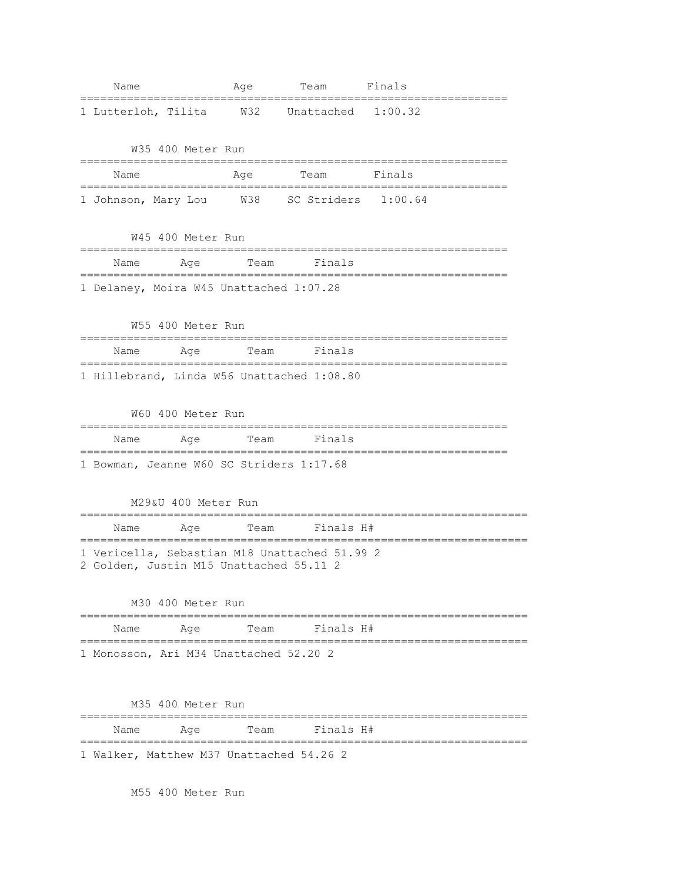| Name | Age | Team | Finals |
| --- | --- | --- | --- |
| 1 Lutterloh, Tilita | W32 | Unattached | 1:00.32 |

### W35 400 Meter Run

| Name | Age | Team | Finals |
| --- | --- | --- | --- |
| 1 Johnson, Mary Lou | W38 | SC Striders | 1:00.64 |

### W45 400 Meter Run

| Name | Age | Team | Finals |
| --- | --- | --- | --- |
| 1 Delaney, Moira | W45 | Unattached | 1:07.28 |

### W55 400 Meter Run

| Name | Age | Team | Finals |
| --- | --- | --- | --- |
| 1 Hillebrand, Linda | W56 | Unattached | 1:08.80 |

### W60 400 Meter Run

| Name | Age | Team | Finals |
| --- | --- | --- | --- |
| 1 Bowman, Jeanne | W60 | SC Striders | 1:17.68 |

### M29&U 400 Meter Run

| Name | Age | Team | Finals | H# |
| --- | --- | --- | --- | --- |
| 1 Vericella, Sebastian | M18 | Unattached | 51.99 | 2 |
| 2 Golden, Justin | M15 | Unattached | 55.11 | 2 |

### M30 400 Meter Run

| Name | Age | Team | Finals | H# |
| --- | --- | --- | --- | --- |
| 1 Monosson, Ari | M34 | Unattached | 52.20 | 2 |

### M35 400 Meter Run

| Name | Age | Team | Finals | H# |
| --- | --- | --- | --- | --- |
| 1 Walker, Matthew | M37 | Unattached | 54.26 | 2 |

### M55 400 Meter Run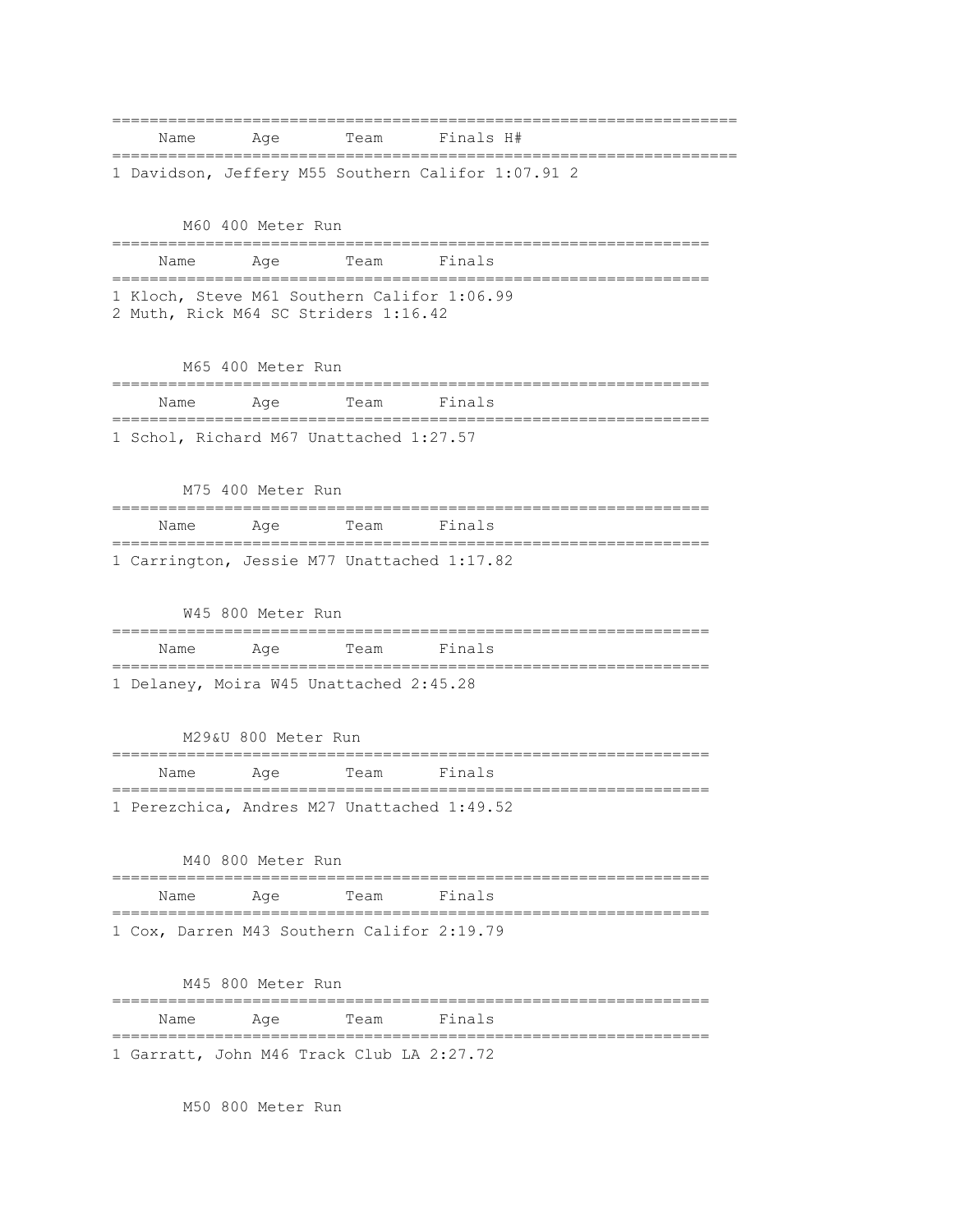| Name | Age | Team | Finals | H# |
|---|---|---|---|---|
| 1 Davidson, Jeffery | M55 | Southern Califor | 1:07.91 | 2 |

## M60 400 Meter Run

| Name | Age | Team | Finals |
|---|---|---|---|
| 1 Kloch, Steve | M61 | Southern Califor | 1:06.99 |
| 2 Muth, Rick | M64 | SC Striders | 1:16.42 |

## M65 400 Meter Run

| Name | Age | Team | Finals |
|---|---|---|---|
| 1 Schol, Richard | M67 | Unattached | 1:27.57 |

## M75 400 Meter Run

| Name | Age | Team | Finals |
|---|---|---|---|
| 1 Carrington, Jessie | M77 | Unattached | 1:17.82 |

## W45 800 Meter Run

| Name | Age | Team | Finals |
|---|---|---|---|
| 1 Delaney, Moira | W45 | Unattached | 2:45.28 |

## M29&U 800 Meter Run

| Name | Age | Team | Finals |
|---|---|---|---|
| 1 Perezchica, Andres | M27 | Unattached | 1:49.52 |

## M40 800 Meter Run

| Name | Age | Team | Finals |
|---|---|---|---|
| 1 Cox, Darren | M43 | Southern Califor | 2:19.79 |

## M45 800 Meter Run

| Name | Age | Team | Finals |
|---|---|---|---|
| 1 Garratt, John | M46 | Track Club LA | 2:27.72 |

## M50 800 Meter Run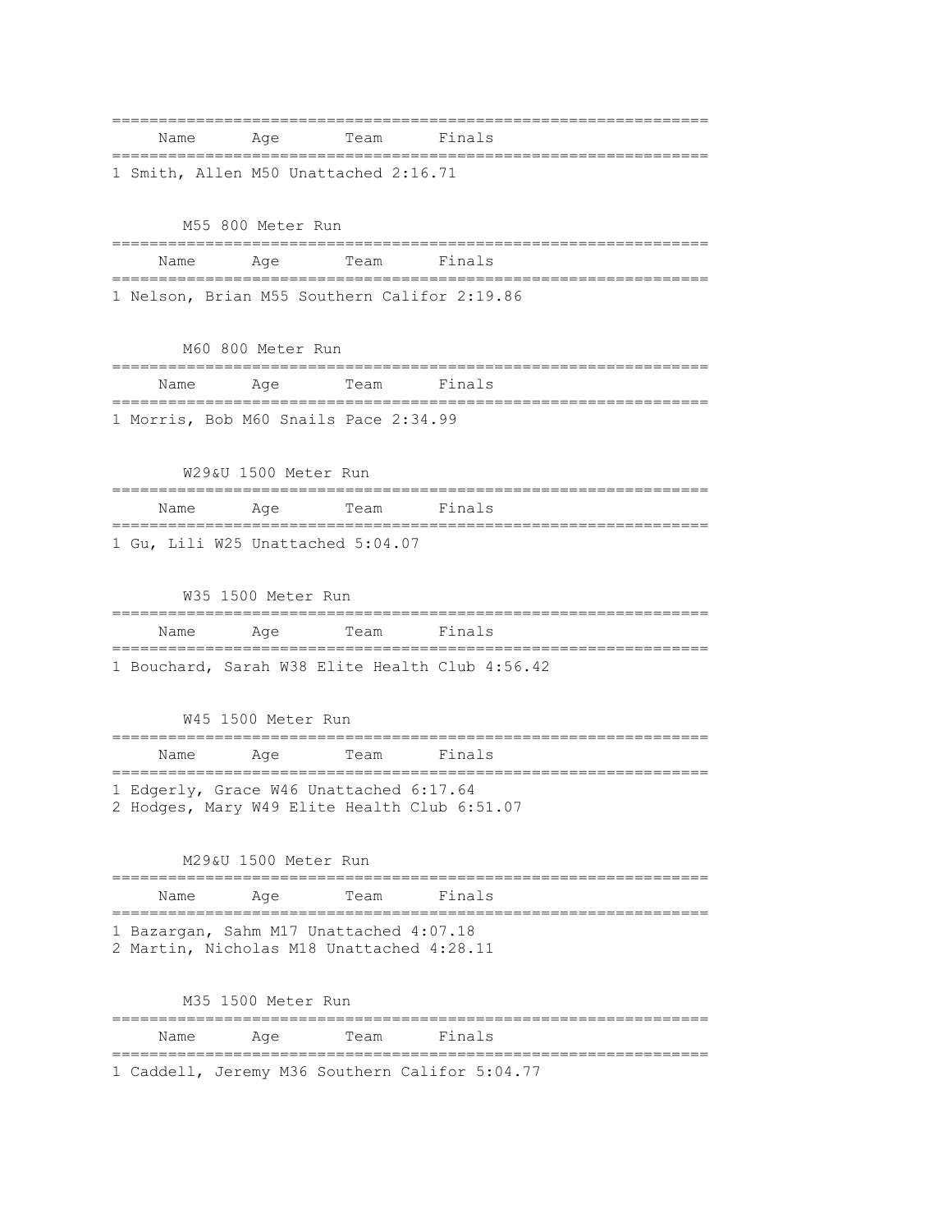| | Name | Age | Team | Finals |
|---|---|---|---|---|
| 1 | Smith, Allen | M50 | Unattached | 2:16.71 |

M55 800 Meter Run

| | Name | Age | Team | Finals |
|---|---|---|---|---|
| 1 | Nelson, Brian | M55 | Southern Califor | 2:19.86 |

M60 800 Meter Run

| | Name | Age | Team | Finals |
|---|---|---|---|---|
| 1 | Morris, Bob | M60 | Snails Pace | 2:34.99 |

W29&U 1500 Meter Run

| | Name | Age | Team | Finals |
|---|---|---|---|---|
| 1 | Gu, Lili | W25 | Unattached | 5:04.07 |

W35 1500 Meter Run

| | Name | Age | Team | Finals |
|---|---|---|---|---|
| 1 | Bouchard, Sarah | W38 | Elite Health Club | 4:56.42 |

W45 1500 Meter Run

| | Name | Age | Team | Finals |
|---|---|---|---|---|
| 1 | Edgerly, Grace | W46 | Unattached | 6:17.64 |
| 2 | Hodges, Mary | W49 | Elite Health Club | 6:51.07 |

M29&U 1500 Meter Run

| | Name | Age | Team | Finals |
|---|---|---|---|---|
| 1 | Bazargan, Sahm | M17 | Unattached | 4:07.18 |
| 2 | Martin, Nicholas | M18 | Unattached | 4:28.11 |

M35 1500 Meter Run

| | Name | Age | Team | Finals |
|---|---|---|---|---|
| 1 | Caddell, Jeremy | M36 | Southern Califor | 5:04.77 |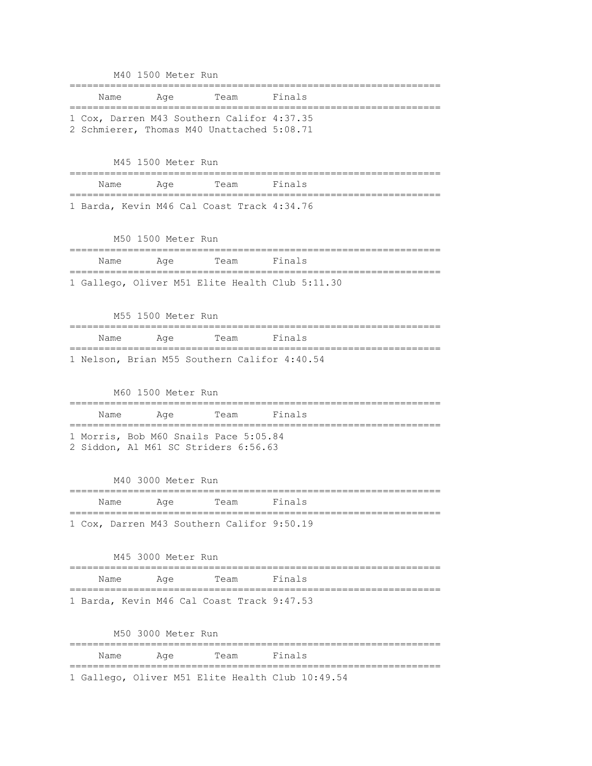### M40 1500 Meter Run

| | Name | Age | Team | Finals |
|---|---|---|---|---|
| 1 | Cox, Darren | M43 | Southern Califor | 4:37.35 |
| 2 | Schmierer, Thomas | M40 | Unattached | 5:08.71 |

### M45 1500 Meter Run

| | Name | Age | Team | Finals |
|---|---|---|---|---|
| 1 | Barda, Kevin | M46 | Cal Coast Track | 4:34.76 |

### M50 1500 Meter Run

| | Name | Age | Team | Finals |
|---|---|---|---|---|
| 1 | Gallego, Oliver | M51 | Elite Health Club | 5:11.30 |

### M55 1500 Meter Run

| | Name | Age | Team | Finals |
|---|---|---|---|---|
| 1 | Nelson, Brian | M55 | Southern Califor | 4:40.54 |

### M60 1500 Meter Run

| | Name | Age | Team | Finals |
|---|---|---|---|---|
| 1 | Morris, Bob | M60 | Snails Pace | 5:05.84 |
| 2 | Siddon, Al | M61 | SC Striders | 6:56.63 |

### M40 3000 Meter Run

| | Name | Age | Team | Finals |
|---|---|---|---|---|
| 1 | Cox, Darren | M43 | Southern Califor | 9:50.19 |

### M45 3000 Meter Run

| | Name | Age | Team | Finals |
|---|---|---|---|---|
| 1 | Barda, Kevin | M46 | Cal Coast Track | 9:47.53 |

### M50 3000 Meter Run

| | Name | Age | Team | Finals |
|---|---|---|---|---|
| 1 | Gallego, Oliver | M51 | Elite Health Club | 10:49.54 |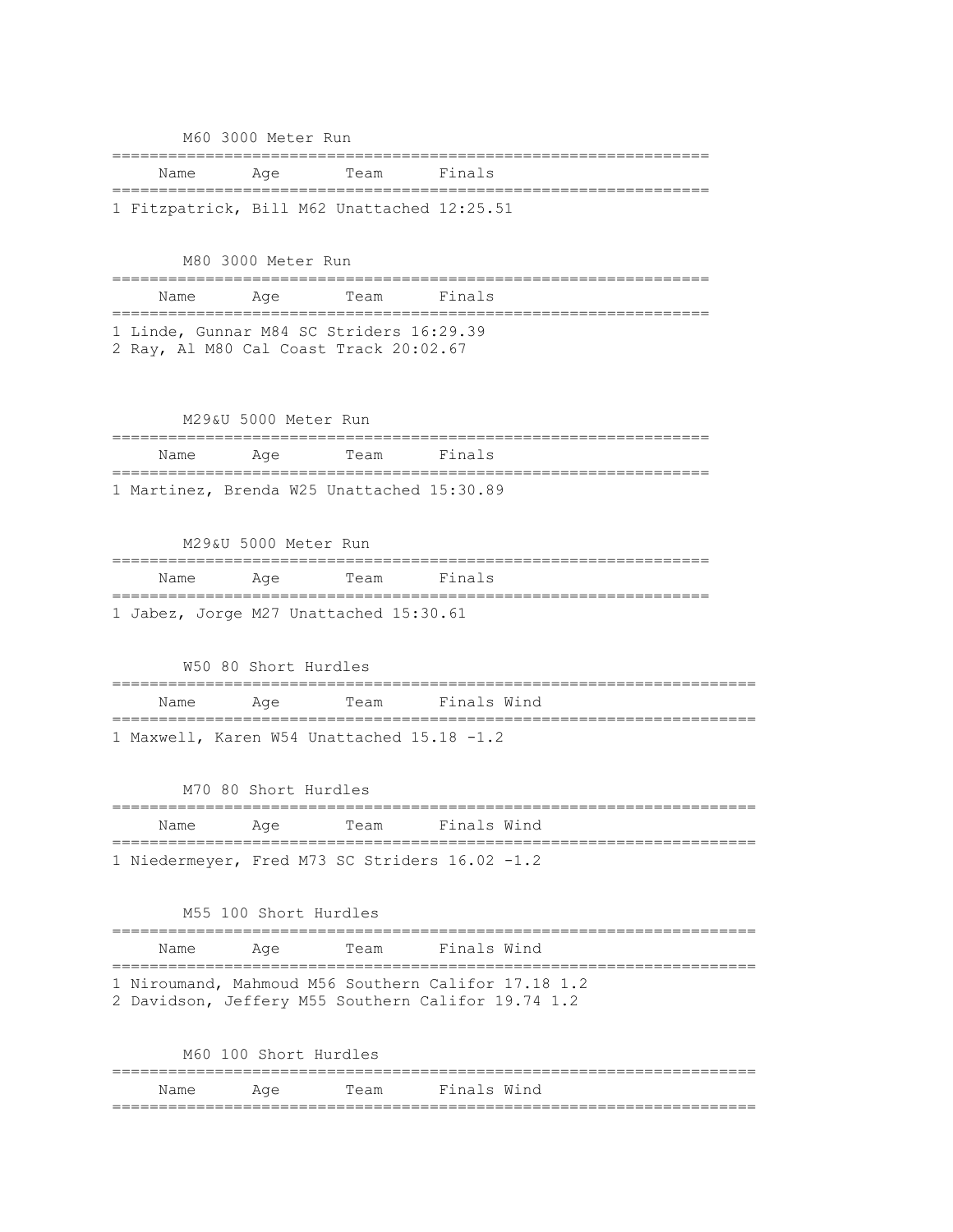M60 3000 Meter Run

| | Name | Age | Team | Finals |
|---|---|---|---|---|
| 1 | Fitzpatrick, Bill | M62 | Unattached | 12:25.51 |

M80 3000 Meter Run

| | Name | Age | Team | Finals |
|---|---|---|---|---|
| 1 | Linde, Gunnar | M84 | SC Striders | 16:29.39 |
| 2 | Ray, Al | M80 | Cal Coast Track | 20:02.67 |

M29&U 5000 Meter Run

| | Name | Age | Team | Finals |
|---|---|---|---|---|
| 1 | Martinez, Brenda | W25 | Unattached | 15:30.89 |

M29&U 5000 Meter Run

| | Name | Age | Team | Finals |
|---|---|---|---|---|
| 1 | Jabez, Jorge | M27 | Unattached | 15:30.61 |

W50 80 Short Hurdles

| | Name | Age | Team | Finals | Wind |
|---|---|---|---|---|---|
| 1 | Maxwell, Karen | W54 | Unattached | 15.18 | -1.2 |

M70 80 Short Hurdles

| | Name | Age | Team | Finals | Wind |
|---|---|---|---|---|---|
| 1 | Niedermeyer, Fred | M73 | SC Striders | 16.02 | -1.2 |

M55 100 Short Hurdles

| | Name | Age | Team | Finals | Wind |
|---|---|---|---|---|---|
| 1 | Niroumand, Mahmoud | M56 | Southern Califor | 17.18 | 1.2 |
| 2 | Davidson, Jeffery | M55 | Southern Califor | 19.74 | 1.2 |

M60 100 Short Hurdles

| | Name | Age | Team | Finals | Wind |
|---|---|---|---|---|---|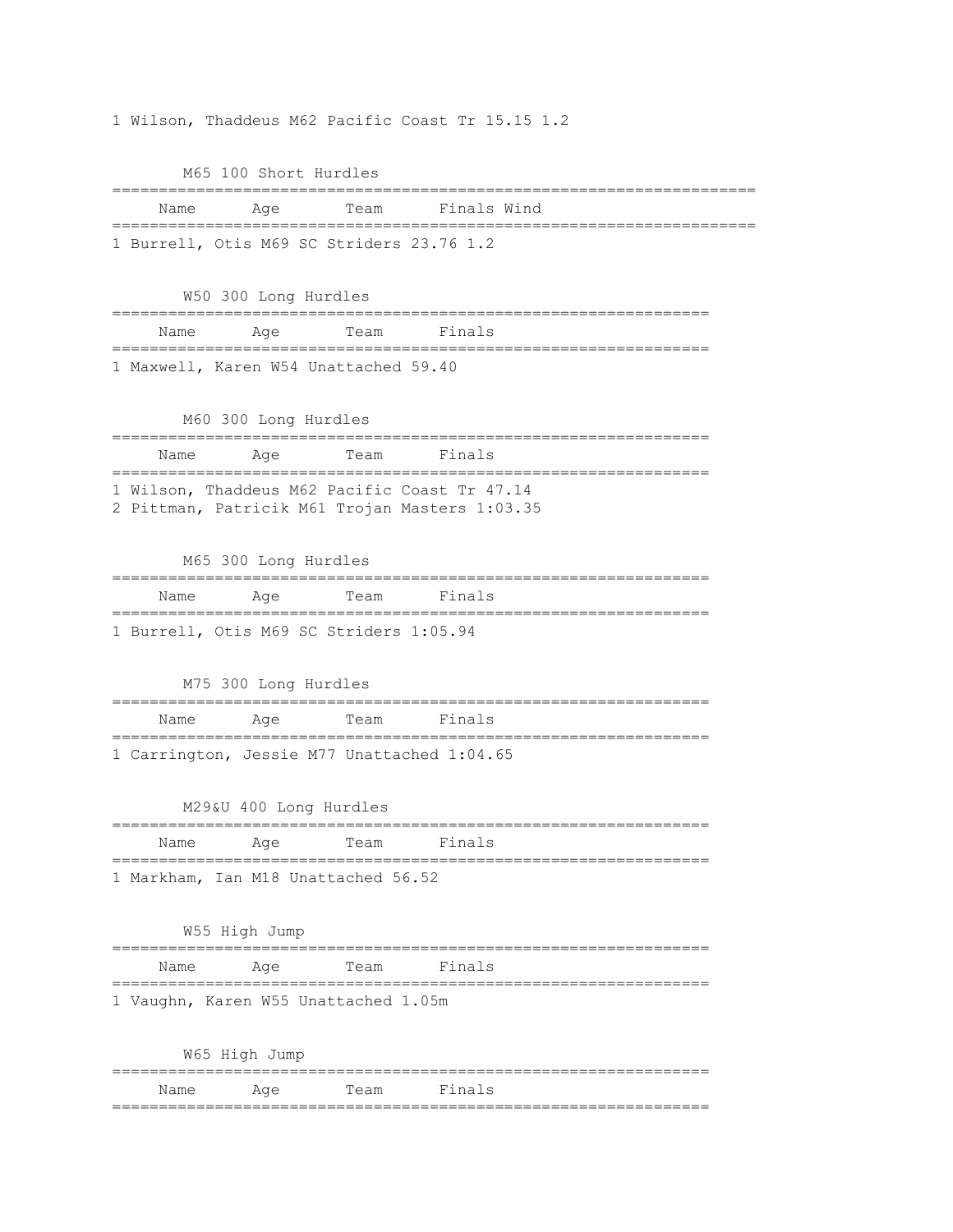1 Wilson, Thaddeus M62 Pacific Coast Tr 15.15 1.2

### M65 100 Short Hurdles

| | Name | Age | Team | Finals | Wind |
|---|---|---|---|---|---|
| 1 | Burrell, Otis | M69 | SC Striders | 23.76 | 1.2 |

### W50 300 Long Hurdles

| | Name | Age | Team | Finals |
|---|---|---|---|---|
| 1 | Maxwell, Karen | W54 | Unattached | 59.40 |

### M60 300 Long Hurdles

| | Name | Age | Team | Finals |
|---|---|---|---|---|
| 1 | Wilson, Thaddeus | M62 | Pacific Coast Tr | 47.14 |
| 2 | Pittman, Patricik | M61 | Trojan Masters | 1:03.35 |

### M65 300 Long Hurdles

| | Name | Age | Team | Finals |
|---|---|---|---|---|
| 1 | Burrell, Otis | M69 | SC Striders | 1:05.94 |

### M75 300 Long Hurdles

| | Name | Age | Team | Finals |
|---|---|---|---|---|
| 1 | Carrington, Jessie | M77 | Unattached | 1:04.65 |

### M29&U 400 Long Hurdles

| | Name | Age | Team | Finals |
|---|---|---|---|---|
| 1 | Markham, Ian | M18 | Unattached | 56.52 |

### W55 High Jump

| | Name | Age | Team | Finals |
|---|---|---|---|---|
| 1 | Vaughn, Karen | W55 | Unattached | 1.05m |

### W65 High Jump

| Name | Age | Team | Finals |
|---|---|---|---|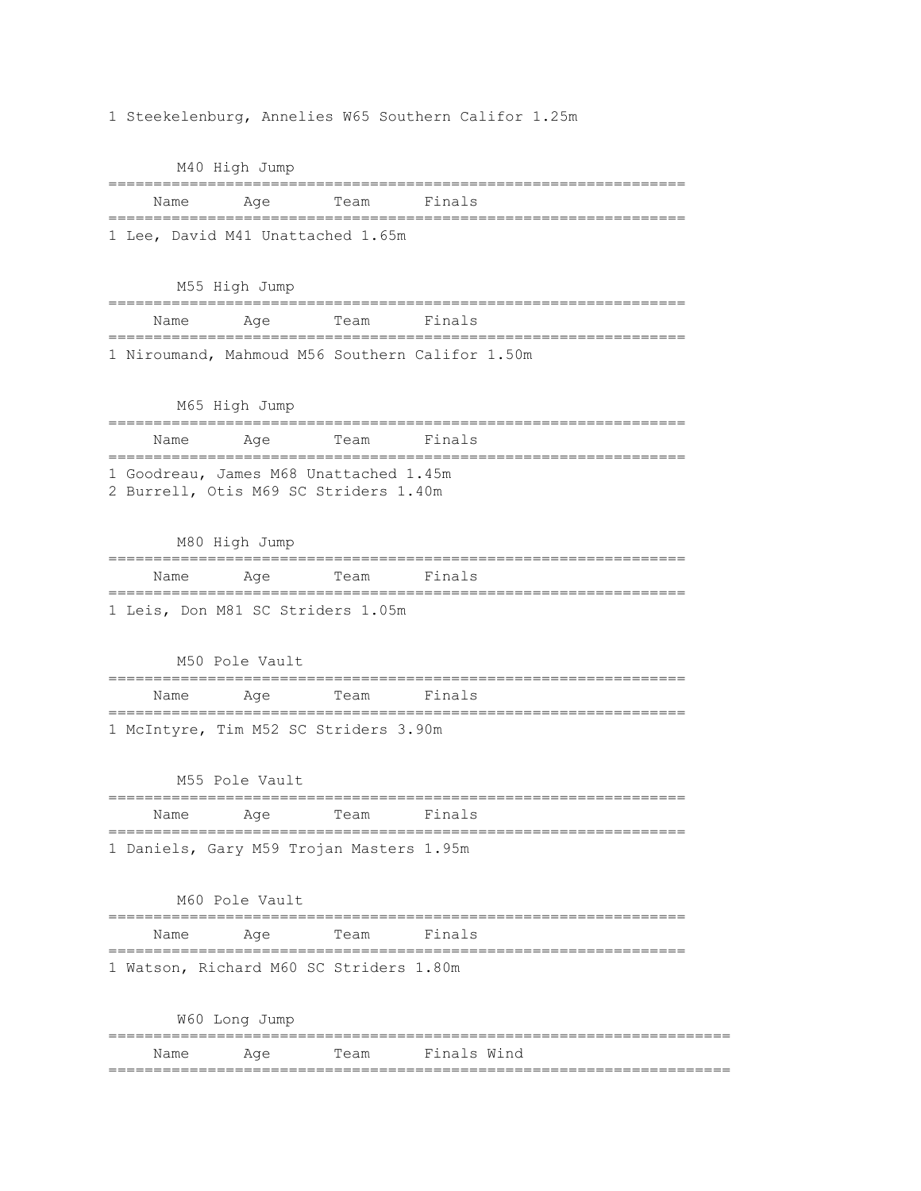1 Steekelenburg, Annelies W65 Southern Califor 1.25m

### M40 High Jump

| Name | Age | Team | Finals |
|---|---|---|---|
| 1 Lee, David | M41 | Unattached | 1.65m |

### M55 High Jump

| Name | Age | Team | Finals |
|---|---|---|---|
| 1 Niroumand, Mahmoud | M56 | Southern Califor | 1.50m |

### M65 High Jump

| Name | Age | Team | Finals |
|---|---|---|---|
| 1 Goodreau, James | M68 | Unattached | 1.45m |
| 2 Burrell, Otis | M69 | SC Striders | 1.40m |

### M80 High Jump

| Name | Age | Team | Finals |
|---|---|---|---|
| 1 Leis, Don | M81 | SC Striders | 1.05m |

### M50 Pole Vault

| Name | Age | Team | Finals |
|---|---|---|---|
| 1 McIntyre, Tim | M52 | SC Striders | 3.90m |

### M55 Pole Vault

| Name | Age | Team | Finals |
|---|---|---|---|
| 1 Daniels, Gary | M59 | Trojan Masters | 1.95m |

### M60 Pole Vault

| Name | Age | Team | Finals |
|---|---|---|---|
| 1 Watson, Richard | M60 | SC Striders | 1.80m |

### W60 Long Jump

| Name | Age | Team | Finals | Wind |
|---|---|---|---|---|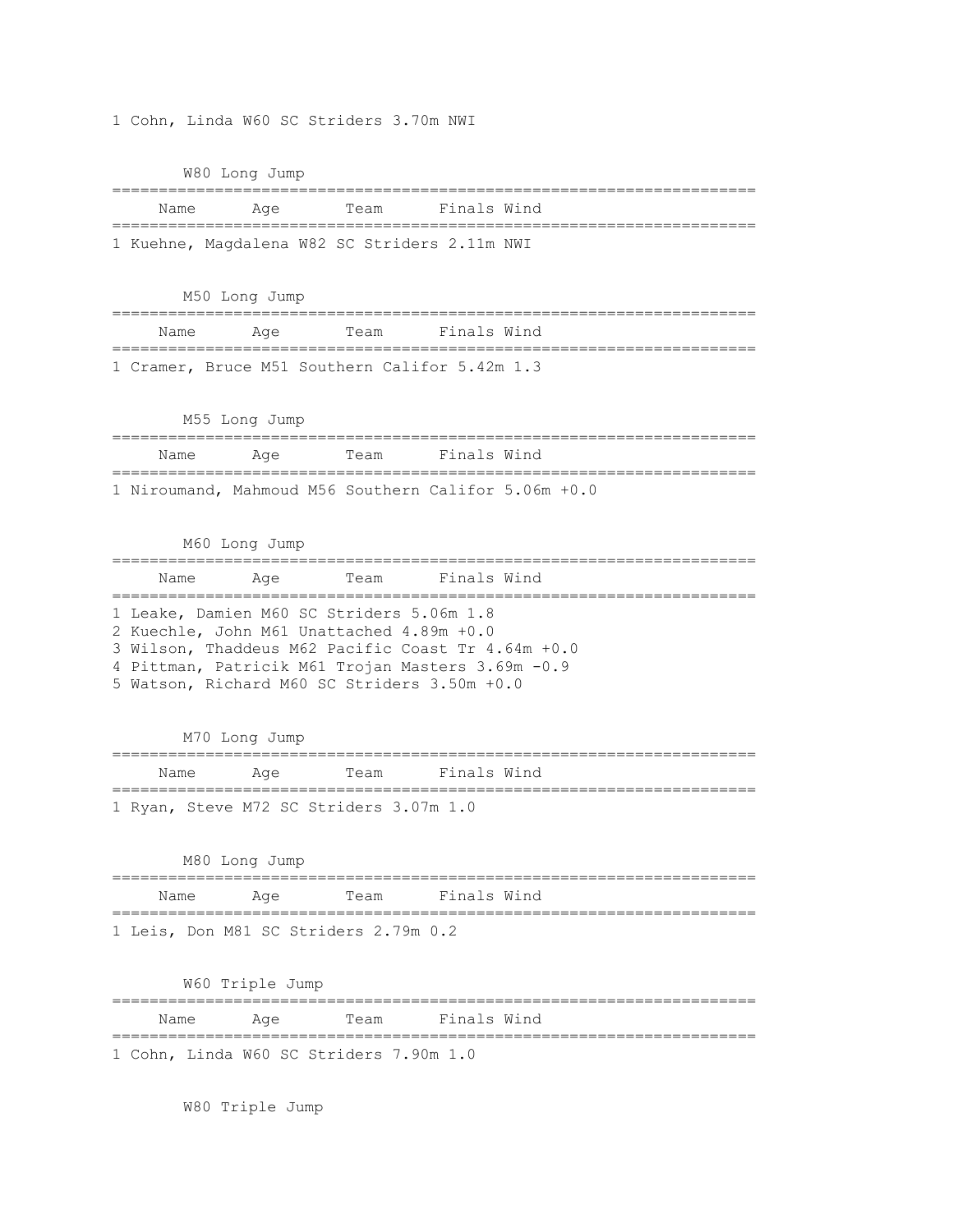1 Cohn, Linda W60 SC Striders 3.70m NWI

### W80 Long Jump

| Name | Age | Team | Finals | Wind |
|---|---|---|---|---|
| 1 Kuehne, Magdalena | W82 | SC Striders | 2.11m | NWI |

### M50 Long Jump

| Name | Age | Team | Finals | Wind |
|---|---|---|---|---|
| 1 Cramer, Bruce | M51 | Southern Califor | 5.42m | 1.3 |

### M55 Long Jump

| Name | Age | Team | Finals | Wind |
|---|---|---|---|---|
| 1 Niroumand, Mahmoud | M56 | Southern Califor | 5.06m | +0.0 |

### M60 Long Jump

| Name | Age | Team | Finals | Wind |
|---|---|---|---|---|
| 1 Leake, Damien | M60 | SC Striders | 5.06m | 1.8 |
| 2 Kuechle, John | M61 | Unattached | 4.89m | +0.0 |
| 3 Wilson, Thaddeus | M62 | Pacific Coast Tr | 4.64m | +0.0 |
| 4 Pittman, Patricik | M61 | Trojan Masters | 3.69m | -0.9 |
| 5 Watson, Richard | M60 | SC Striders | 3.50m | +0.0 |

### M70 Long Jump

| Name | Age | Team | Finals | Wind |
|---|---|---|---|---|
| 1 Ryan, Steve | M72 | SC Striders | 3.07m | 1.0 |

### M80 Long Jump

| Name | Age | Team | Finals | Wind |
|---|---|---|---|---|
| 1 Leis, Don | M81 | SC Striders | 2.79m | 0.2 |

### W60 Triple Jump

| Name | Age | Team | Finals | Wind |
|---|---|---|---|---|
| 1 Cohn, Linda | W60 | SC Striders | 7.90m | 1.0 |

### W80 Triple Jump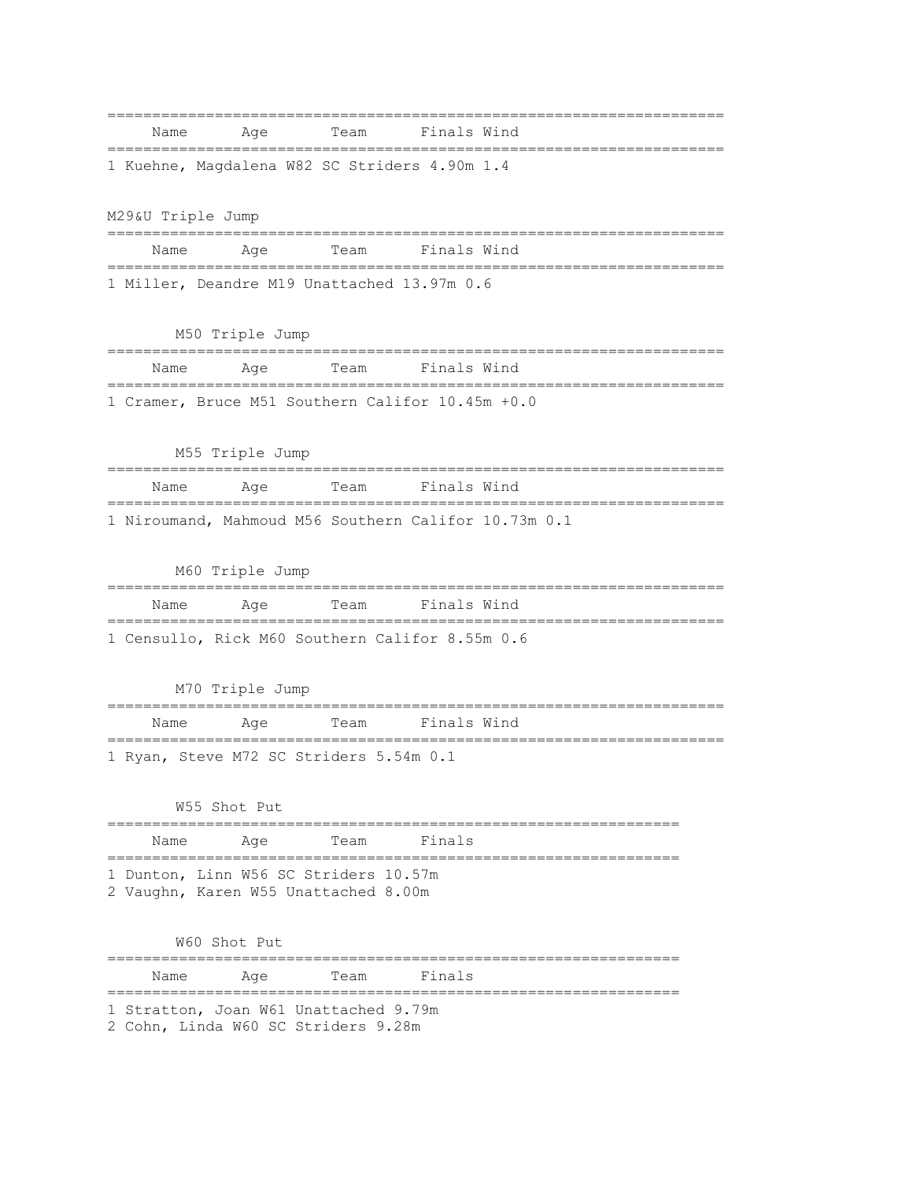| | Name | Age | Team | Finals | Wind |
|---|---|---|---|---|---|
| 1 | Kuehne, Magdalena | W82 | SC Striders | 4.90m | 1.4 |

M29&U Triple Jump

| | Name | Age | Team | Finals | Wind |
|---|---|---|---|---|---|
| 1 | Miller, Deandre | M19 | Unattached | 13.97m | 0.6 |

M50 Triple Jump

| | Name | Age | Team | Finals | Wind |
|---|---|---|---|---|---|
| 1 | Cramer, Bruce | M51 | Southern Califor | 10.45m | +0.0 |

M55 Triple Jump

| | Name | Age | Team | Finals | Wind |
|---|---|---|---|---|---|
| 1 | Niroumand, Mahmoud | M56 | Southern Califor | 10.73m | 0.1 |

M60 Triple Jump

| | Name | Age | Team | Finals | Wind |
|---|---|---|---|---|---|
| 1 | Censullo, Rick | M60 | Southern Califor | 8.55m | 0.6 |

M70 Triple Jump

| | Name | Age | Team | Finals | Wind |
|---|---|---|---|---|---|
| 1 | Ryan, Steve | M72 | SC Striders | 5.54m | 0.1 |

W55 Shot Put

| | Name | Age | Team | Finals |
|---|---|---|---|---|
| 1 | Dunton, Linn | W56 | SC Striders | 10.57m |
| 2 | Vaughn, Karen | W55 | Unattached | 8.00m |

W60 Shot Put

| | Name | Age | Team | Finals |
|---|---|---|---|---|
| 1 | Stratton, Joan | W61 | Unattached | 9.79m |
| 2 | Cohn, Linda | W60 | SC Striders | 9.28m |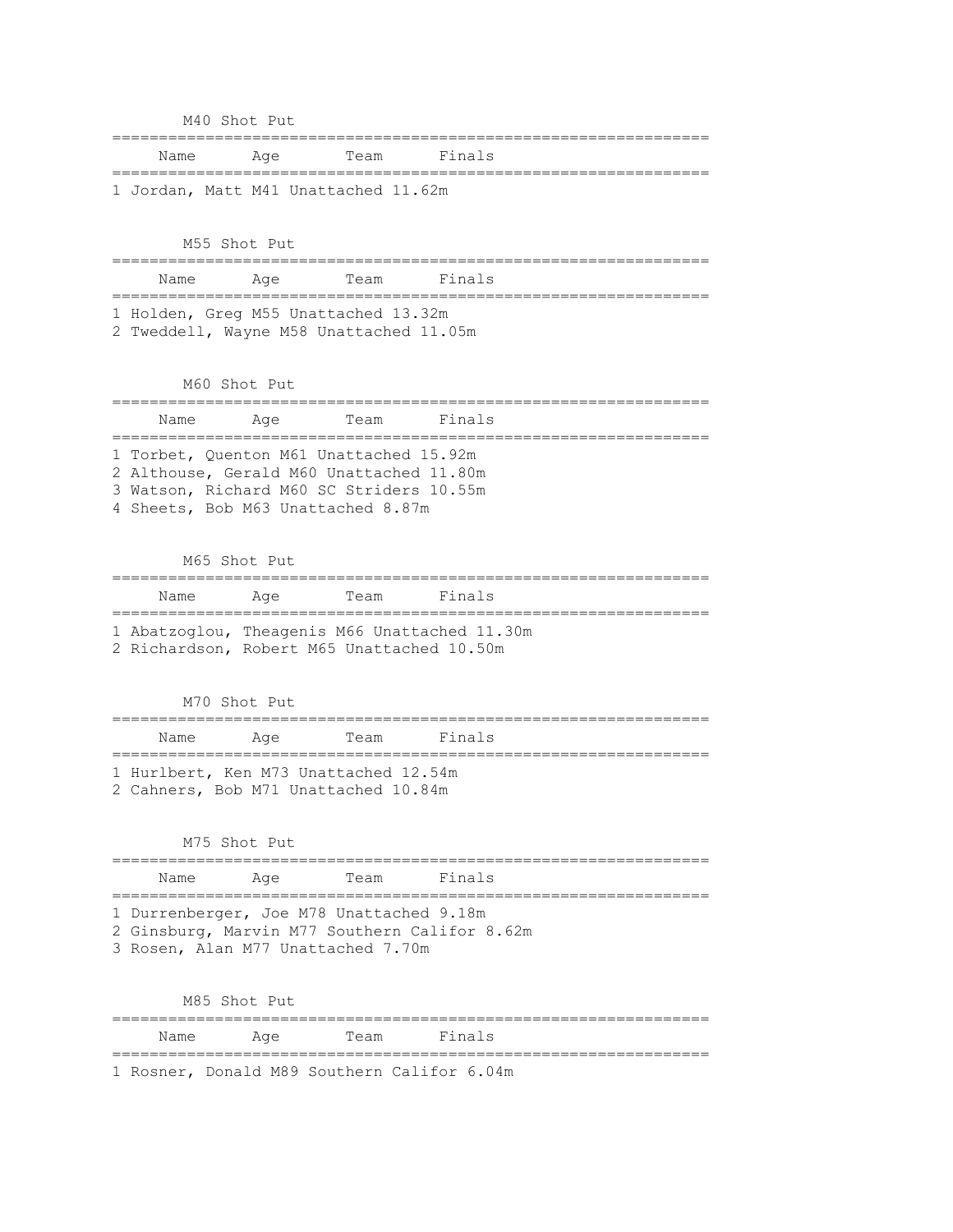## M40 Shot Put

| | Name | Age | Team | Finals |
|---|---|---|---|---|
| 1 | Jordan, Matt | M41 | Unattached | 11.62m |

## M55 Shot Put

| | Name | Age | Team | Finals |
|---|---|---|---|---|
| 1 | Holden, Greg | M55 | Unattached | 13.32m |
| 2 | Tweddell, Wayne | M58 | Unattached | 11.05m |

## M60 Shot Put

| | Name | Age | Team | Finals |
|---|---|---|---|---|
| 1 | Torbet, Quenton | M61 | Unattached | 15.92m |
| 2 | Althouse, Gerald | M60 | Unattached | 11.80m |
| 3 | Watson, Richard | M60 | SC Striders | 10.55m |
| 4 | Sheets, Bob | M63 | Unattached | 8.87m |

## M65 Shot Put

| | Name | Age | Team | Finals |
|---|---|---|---|---|
| 1 | Abatzoglou, Theagenis | M66 | Unattached | 11.30m |
| 2 | Richardson, Robert | M65 | Unattached | 10.50m |

## M70 Shot Put

| | Name | Age | Team | Finals |
|---|---|---|---|---|
| 1 | Hurlbert, Ken | M73 | Unattached | 12.54m |
| 2 | Cahners, Bob | M71 | Unattached | 10.84m |

## M75 Shot Put

| | Name | Age | Team | Finals |
|---|---|---|---|---|
| 1 | Durrenberger, Joe | M78 | Unattached | 9.18m |
| 2 | Ginsburg, Marvin | M77 | Southern Califor | 8.62m |
| 3 | Rosen, Alan | M77 | Unattached | 7.70m |

## M85 Shot Put

| | Name | Age | Team | Finals |
|---|---|---|---|---|
| 1 | Rosner, Donald | M89 | Southern Califor | 6.04m |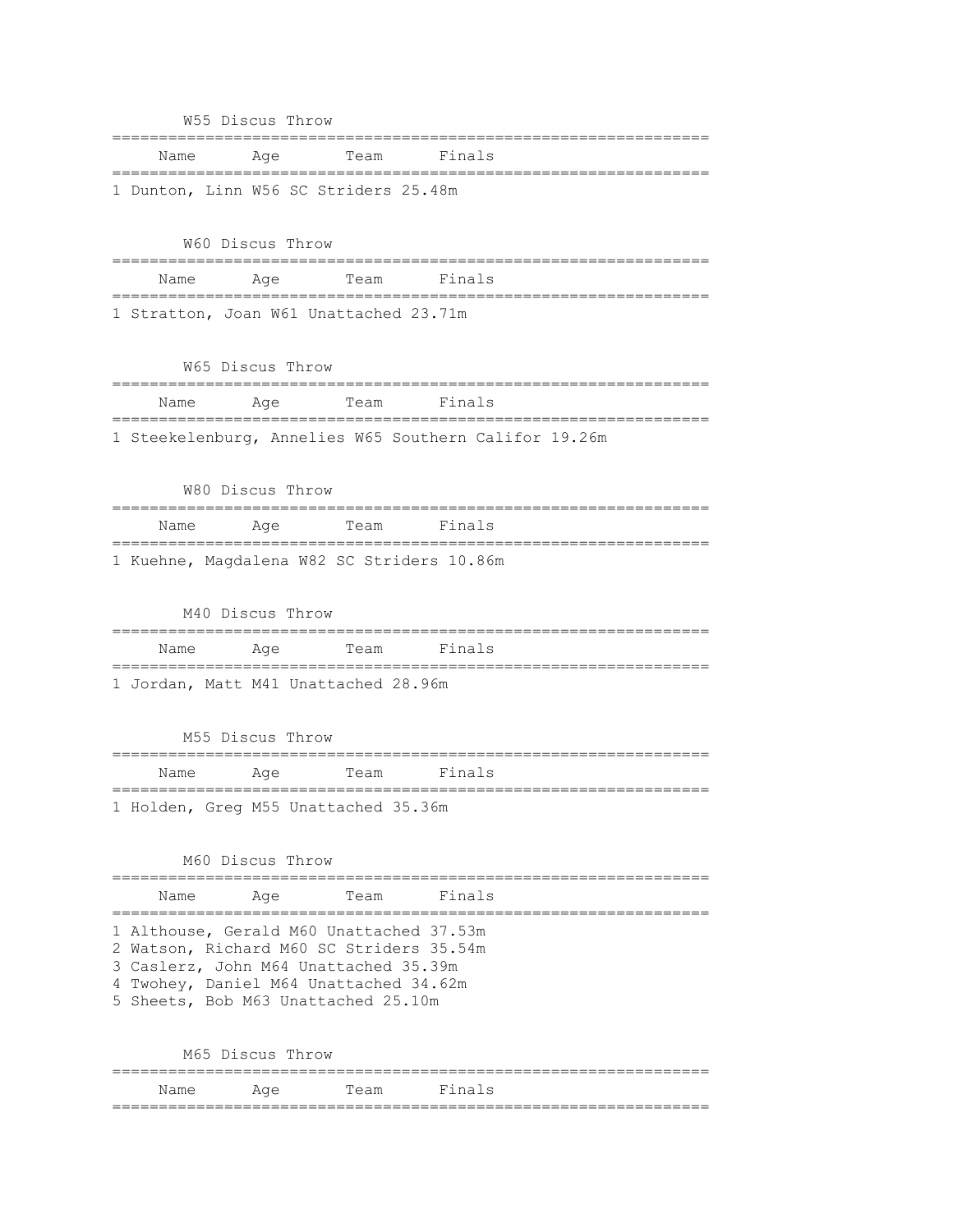## W55 Discus Throw

| | Name | Age | Team | Finals |
|---|---|---|---|---|
| 1 | Dunton, Linn | W56 | SC Striders | 25.48m |

## W60 Discus Throw

| | Name | Age | Team | Finals |
|---|---|---|---|---|
| 1 | Stratton, Joan | W61 | Unattached | 23.71m |

## W65 Discus Throw

| | Name | Age | Team | Finals |
|---|---|---|---|---|
| 1 | Steekelenburg, Annelies | W65 | Southern Califor | 19.26m |

## W80 Discus Throw

| | Name | Age | Team | Finals |
|---|---|---|---|---|
| 1 | Kuehne, Magdalena | W82 | SC Striders | 10.86m |

## M40 Discus Throw

| | Name | Age | Team | Finals |
|---|---|---|---|---|
| 1 | Jordan, Matt | M41 | Unattached | 28.96m |

## M55 Discus Throw

| | Name | Age | Team | Finals |
|---|---|---|---|---|
| 1 | Holden, Greg | M55 | Unattached | 35.36m |

## M60 Discus Throw

| | Name | Age | Team | Finals |
|---|---|---|---|---|
| 1 | Althouse, Gerald | M60 | Unattached | 37.53m |
| 2 | Watson, Richard | M60 | SC Striders | 35.54m |
| 3 | Caslerz, John | M64 | Unattached | 35.39m |
| 4 | Twohey, Daniel | M64 | Unattached | 34.62m |
| 5 | Sheets, Bob | M63 | Unattached | 25.10m |

## M65 Discus Throw

| | Name | Age | Team | Finals |
|---|---|---|---|---|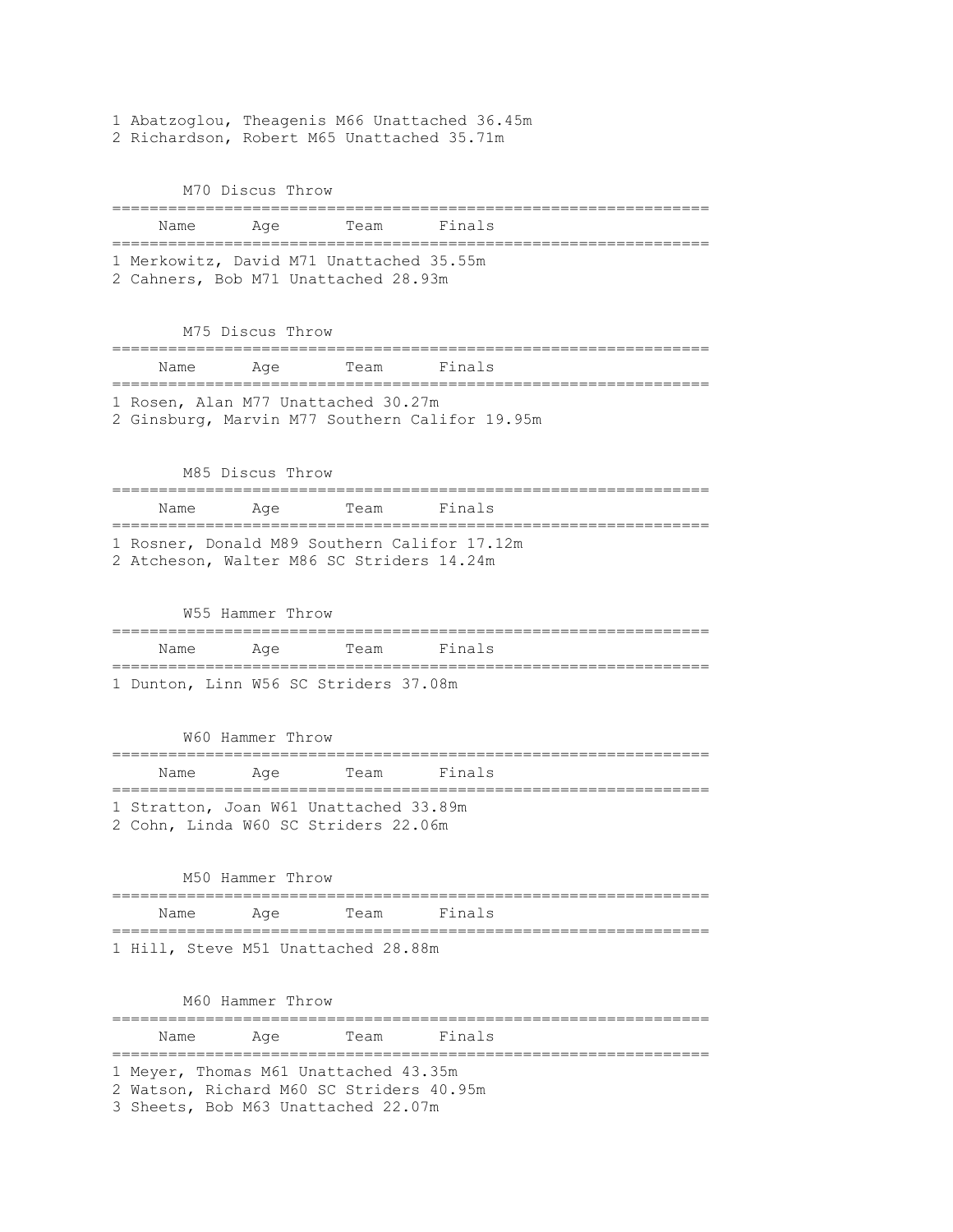1 Abatzoglou, Theagenis M66 Unattached 36.45m
2 Richardson, Robert M65 Unattached 35.71m

### M70 Discus Throw

| Name | Age | Team | Finals |
|---|---|---|---|
| 1 Merkowitz, David | M71 | Unattached | 35.55m |
| 2 Cahners, Bob | M71 | Unattached | 28.93m |

### M75 Discus Throw

| Name | Age | Team | Finals |
|---|---|---|---|
| 1 Rosen, Alan | M77 | Unattached | 30.27m |
| 2 Ginsburg, Marvin | M77 | Southern Califor | 19.95m |

### M85 Discus Throw

| Name | Age | Team | Finals |
|---|---|---|---|
| 1 Rosner, Donald | M89 | Southern Califor | 17.12m |
| 2 Atcheson, Walter | M86 | SC Striders | 14.24m |

### W55 Hammer Throw

| Name | Age | Team | Finals |
|---|---|---|---|
| 1 Dunton, Linn | W56 | SC Striders | 37.08m |

### W60 Hammer Throw

| Name | Age | Team | Finals |
|---|---|---|---|
| 1 Stratton, Joan | W61 | Unattached | 33.89m |
| 2 Cohn, Linda | W60 | SC Striders | 22.06m |

### M50 Hammer Throw

| Name | Age | Team | Finals |
|---|---|---|---|
| 1 Hill, Steve | M51 | Unattached | 28.88m |

### M60 Hammer Throw

| Name | Age | Team | Finals |
|---|---|---|---|
| 1 Meyer, Thomas | M61 | Unattached | 43.35m |
| 2 Watson, Richard | M60 | SC Striders | 40.95m |
| 3 Sheets, Bob | M63 | Unattached | 22.07m |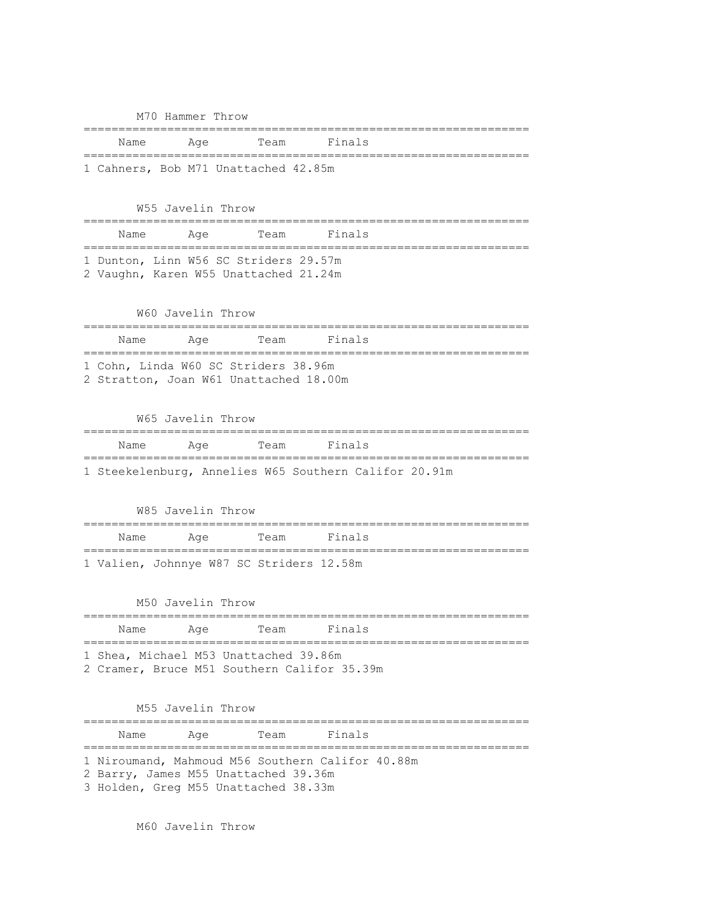### M70 Hammer Throw

| | Name | Age | Team | Finals |
|---|---|---|---|---|
| 1 | Cahners, Bob | M71 | Unattached | 42.85m |

### W55 Javelin Throw

| | Name | Age | Team | Finals |
|---|---|---|---|---|
| 1 | Dunton, Linn | W56 | SC Striders | 29.57m |
| 2 | Vaughn, Karen | W55 | Unattached | 21.24m |

### W60 Javelin Throw

| | Name | Age | Team | Finals |
|---|---|---|---|---|
| 1 | Cohn, Linda | W60 | SC Striders | 38.96m |
| 2 | Stratton, Joan | W61 | Unattached | 18.00m |

### W65 Javelin Throw

| | Name | Age | Team | Finals |
|---|---|---|---|---|
| 1 | Steekelenburg, Annelies | W65 | Southern Califor | 20.91m |

### W85 Javelin Throw

| | Name | Age | Team | Finals |
|---|---|---|---|---|
| 1 | Valien, Johnnye | W87 | SC Striders | 12.58m |

### M50 Javelin Throw

| | Name | Age | Team | Finals |
|---|---|---|---|---|
| 1 | Shea, Michael | M53 | Unattached | 39.86m |
| 2 | Cramer, Bruce | M51 | Southern Califor | 35.39m |

### M55 Javelin Throw

| | Name | Age | Team | Finals |
|---|---|---|---|---|
| 1 | Niroumand, Mahmoud | M56 | Southern Califor | 40.88m |
| 2 | Barry, James | M55 | Unattached | 39.36m |
| 3 | Holden, Greg | M55 | Unattached | 38.33m |

### M60 Javelin Throw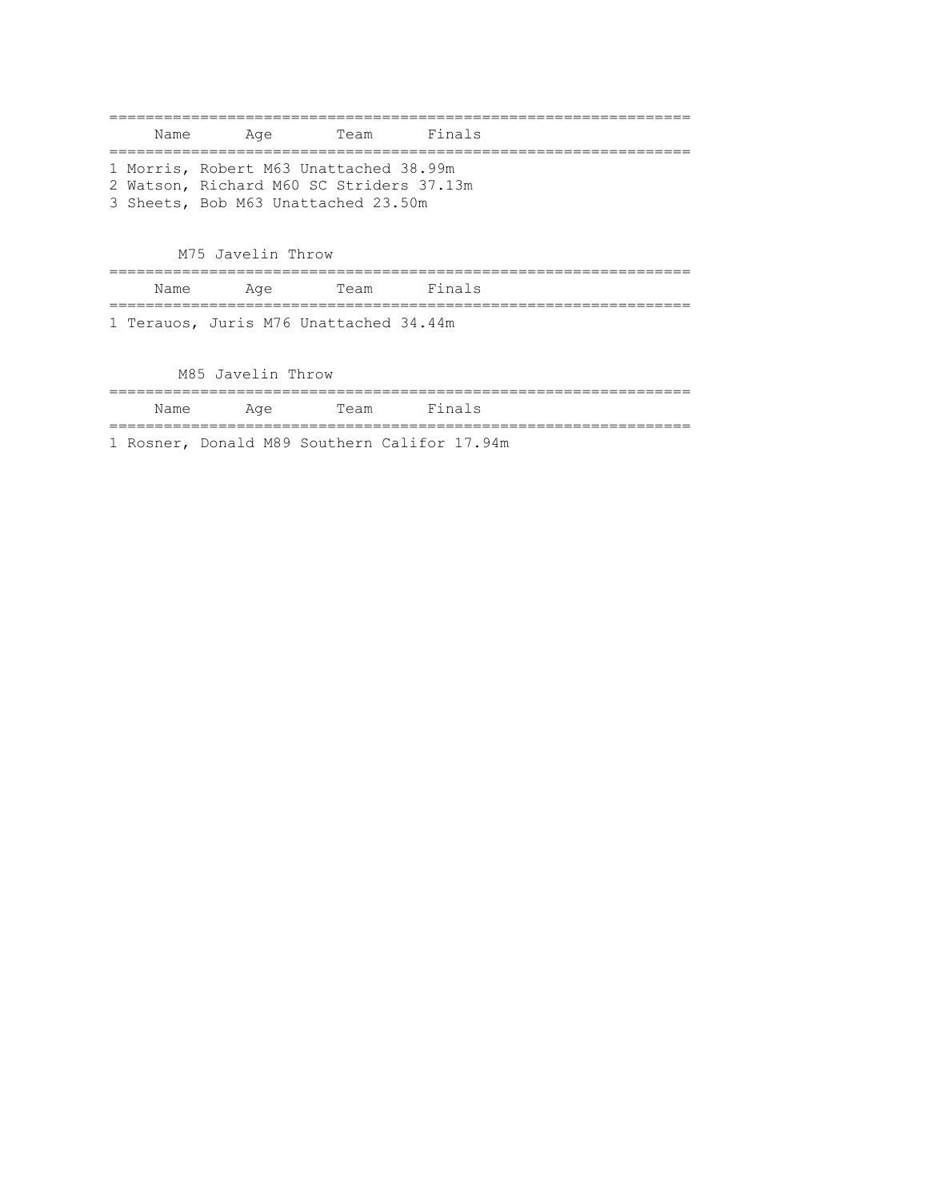| | Name | Age | Team | Finals |
|---|---|---|---|---|
| 1 | Morris, Robert | M63 | Unattached | 38.99m |
| 2 | Watson, Richard | M60 | SC Striders | 37.13m |
| 3 | Sheets, Bob | M63 | Unattached | 23.50m |

### M75 Javelin Throw

| | Name | Age | Team | Finals |
|---|---|---|---|---|
| 1 | Terauos, Juris | M76 | Unattached | 34.44m |

### M85 Javelin Throw

| | Name | Age | Team | Finals |
|---|---|---|---|---|
| 1 | Rosner, Donald | M89 | Southern Califor | 17.94m |